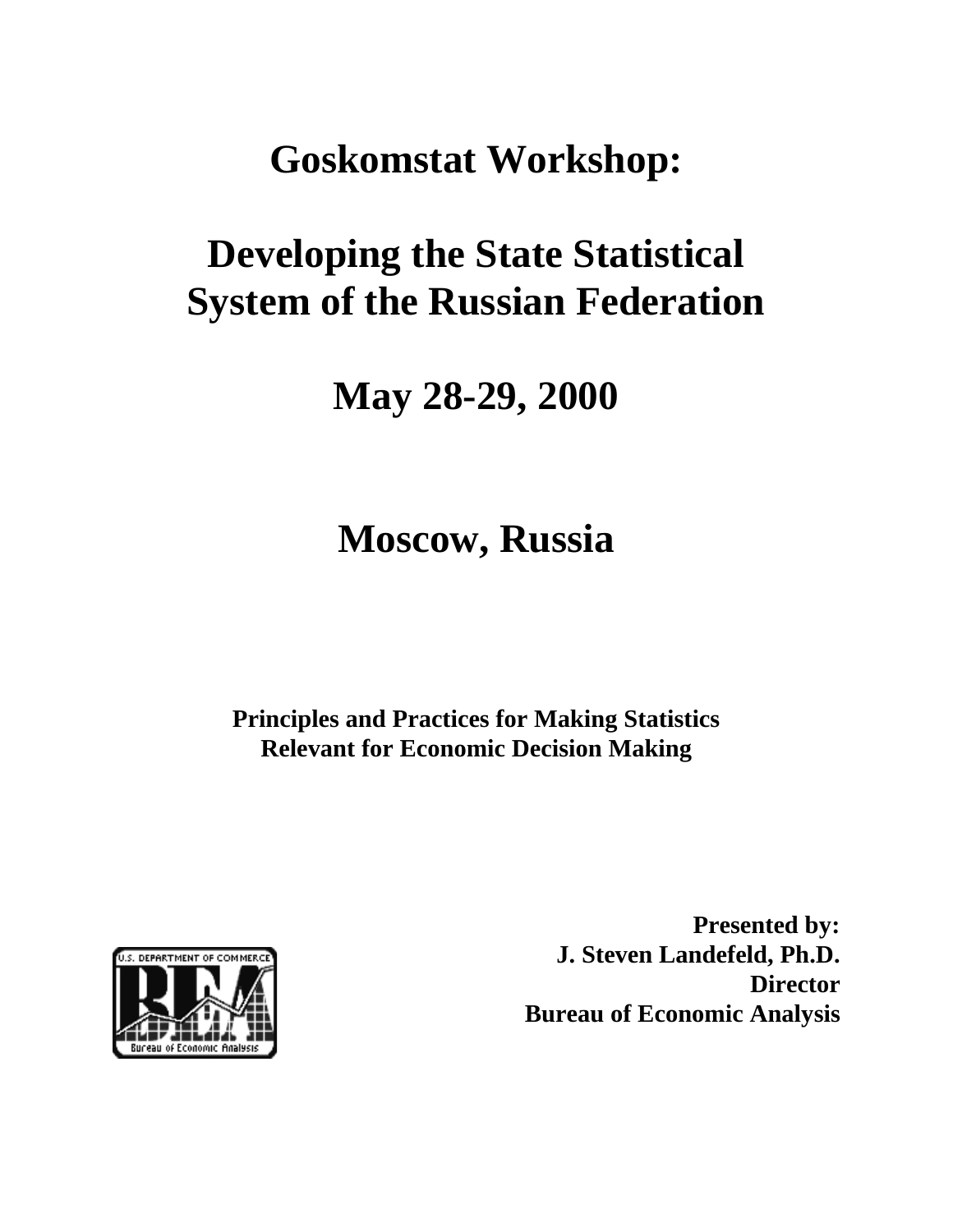# Goskomstat Workshop:

# Developing the State Statistical System of the Russian Federation

# May 28-29, 2000

# Moscow, Russia

**Principles and Practices for Making Statistics Relevant for Economic Decision Making**

**Presented by:**
**J. Steven Landefeld, Ph.D.**
**Director**
**Bureau of Economic Analysis**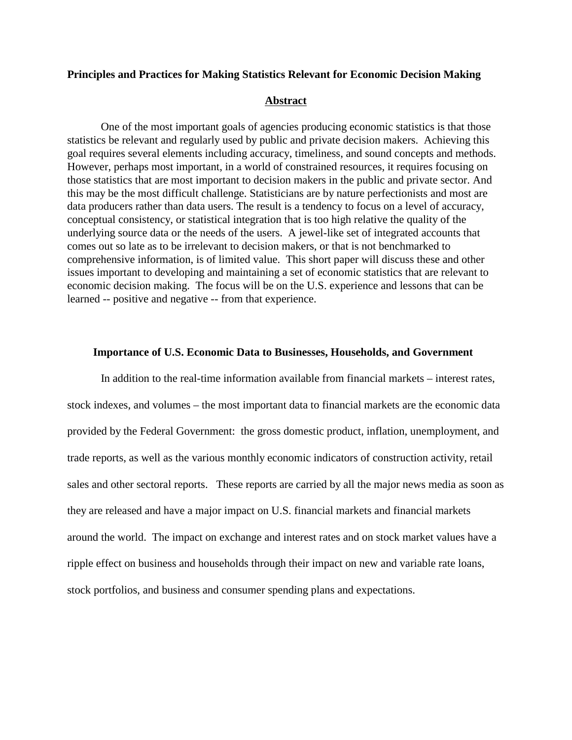**Principles and Practices for Making Statistics Relevant for Economic Decision Making**

## Abstract

One of the most important goals of agencies producing economic statistics is that those statistics be relevant and regularly used by public and private decision makers. Achieving this goal requires several elements including accuracy, timeliness, and sound concepts and methods. However, perhaps most important, in a world of constrained resources, it requires focusing on those statistics that are most important to decision makers in the public and private sector. And this may be the most difficult challenge. Statisticians are by nature perfectionists and most are data producers rather than data users. The result is a tendency to focus on a level of accuracy, conceptual consistency, or statistical integration that is too high relative the quality of the underlying source data or the needs of the users. A jewel-like set of integrated accounts that comes out so late as to be irrelevant to decision makers, or that is not benchmarked to comprehensive information, is of limited value. This short paper will discuss these and other issues important to developing and maintaining a set of economic statistics that are relevant to economic decision making. The focus will be on the U.S. experience and lessons that can be learned -- positive and negative -- from that experience.

## Importance of U.S. Economic Data to Businesses, Households, and Government

In addition to the real-time information available from financial markets – interest rates, stock indexes, and volumes – the most important data to financial markets are the economic data provided by the Federal Government: the gross domestic product, inflation, unemployment, and trade reports, as well as the various monthly economic indicators of construction activity, retail sales and other sectoral reports. These reports are carried by all the major news media as soon as they are released and have a major impact on U.S. financial markets and financial markets around the world. The impact on exchange and interest rates and on stock market values have a ripple effect on business and households through their impact on new and variable rate loans, stock portfolios, and business and consumer spending plans and expectations.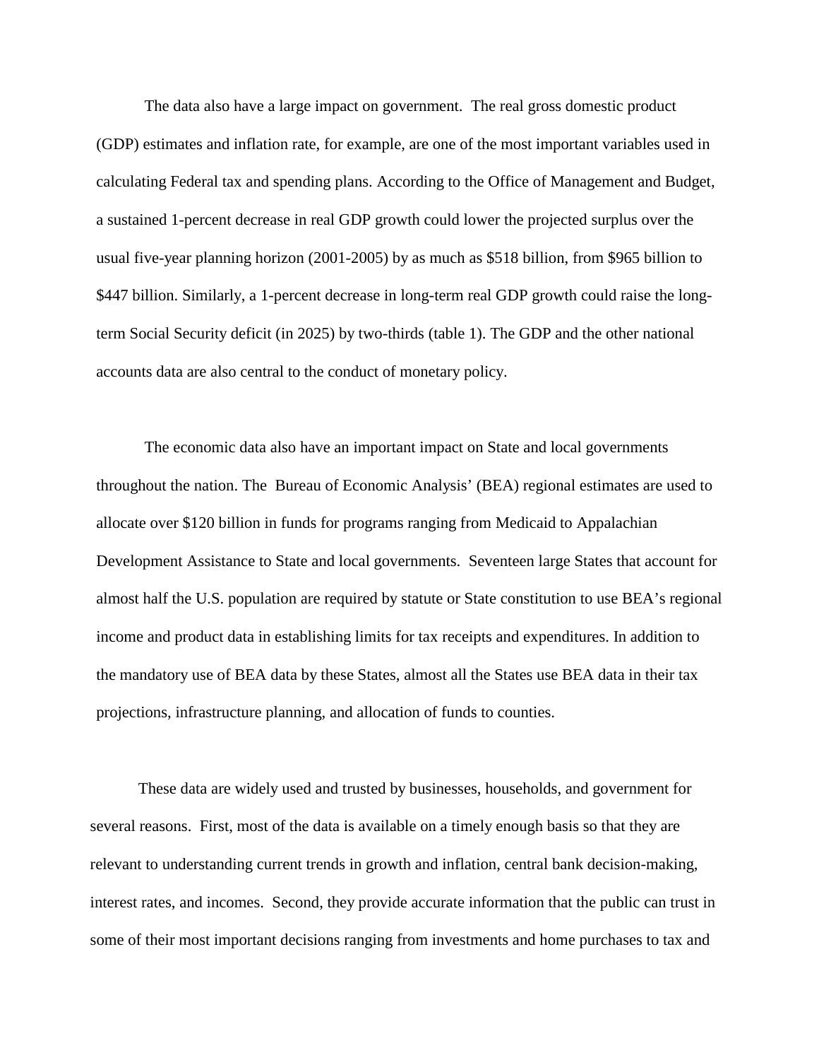The data also have a large impact on government. The real gross domestic product (GDP) estimates and inflation rate, for example, are one of the most important variables used in calculating Federal tax and spending plans. According to the Office of Management and Budget, a sustained 1-percent decrease in real GDP growth could lower the projected surplus over the usual five-year planning horizon (2001-2005) by as much as $518 billion, from $965 billion to $447 billion. Similarly, a 1-percent decrease in long-term real GDP growth could raise the long-term Social Security deficit (in 2025) by two-thirds (table 1). The GDP and the other national accounts data are also central to the conduct of monetary policy.

The economic data also have an important impact on State and local governments throughout the nation. The Bureau of Economic Analysis' (BEA) regional estimates are used to allocate over $120 billion in funds for programs ranging from Medicaid to Appalachian Development Assistance to State and local governments. Seventeen large States that account for almost half the U.S. population are required by statute or State constitution to use BEA's regional income and product data in establishing limits for tax receipts and expenditures. In addition to the mandatory use of BEA data by these States, almost all the States use BEA data in their tax projections, infrastructure planning, and allocation of funds to counties.

These data are widely used and trusted by businesses, households, and government for several reasons. First, most of the data is available on a timely enough basis so that they are relevant to understanding current trends in growth and inflation, central bank decision-making, interest rates, and incomes. Second, they provide accurate information that the public can trust in some of their most important decisions ranging from investments and home purchases to tax and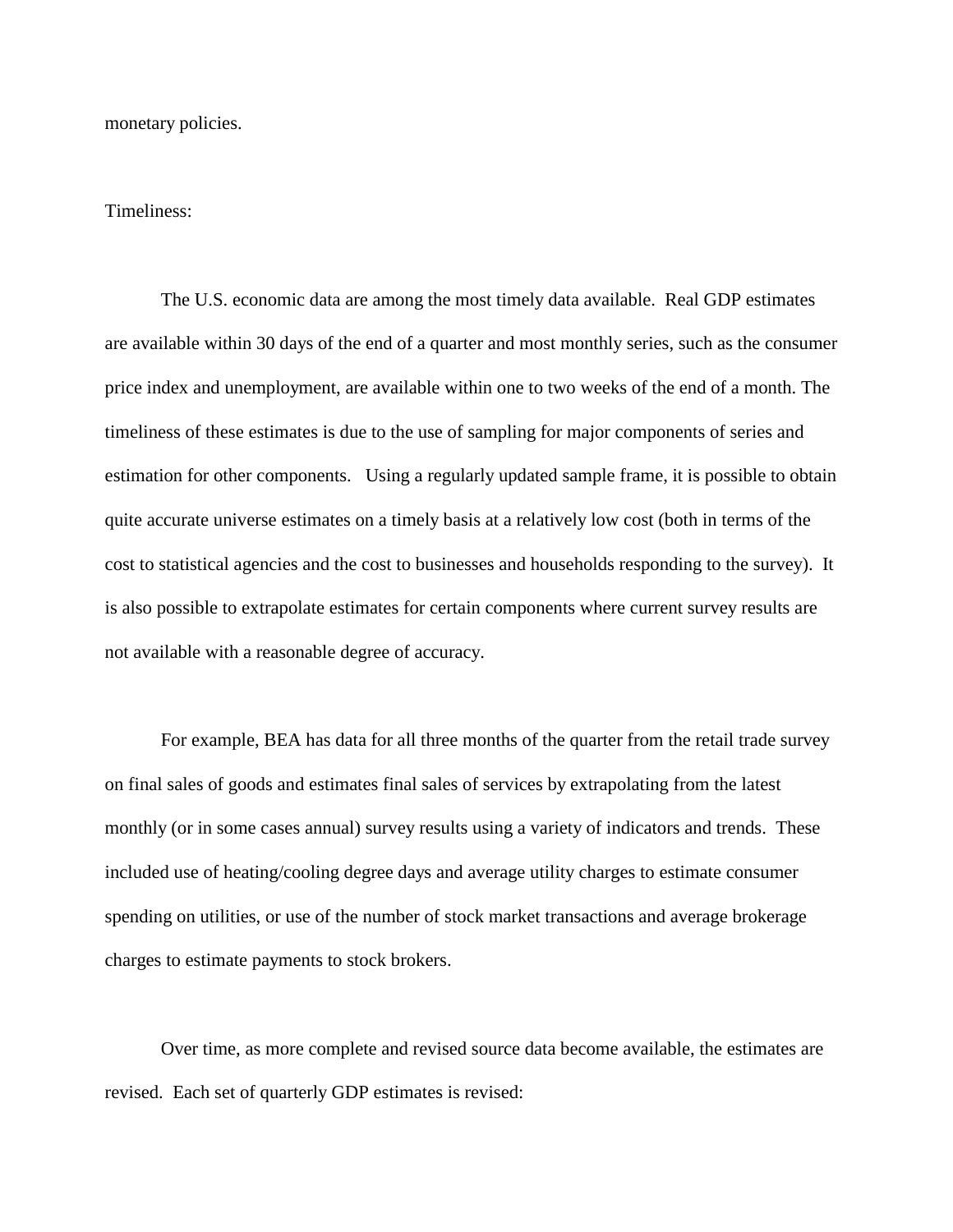monetary policies.

Timeliness:

The U.S. economic data are among the most timely data available. Real GDP estimates are available within 30 days of the end of a quarter and most monthly series, such as the consumer price index and unemployment, are available within one to two weeks of the end of a month. The timeliness of these estimates is due to the use of sampling for major components of series and estimation for other components. Using a regularly updated sample frame, it is possible to obtain quite accurate universe estimates on a timely basis at a relatively low cost (both in terms of the cost to statistical agencies and the cost to businesses and households responding to the survey). It is also possible to extrapolate estimates for certain components where current survey results are not available with a reasonable degree of accuracy.

For example, BEA has data for all three months of the quarter from the retail trade survey on final sales of goods and estimates final sales of services by extrapolating from the latest monthly (or in some cases annual) survey results using a variety of indicators and trends. These included use of heating/cooling degree days and average utility charges to estimate consumer spending on utilities, or use of the number of stock market transactions and average brokerage charges to estimate payments to stock brokers.

Over time, as more complete and revised source data become available, the estimates are revised. Each set of quarterly GDP estimates is revised: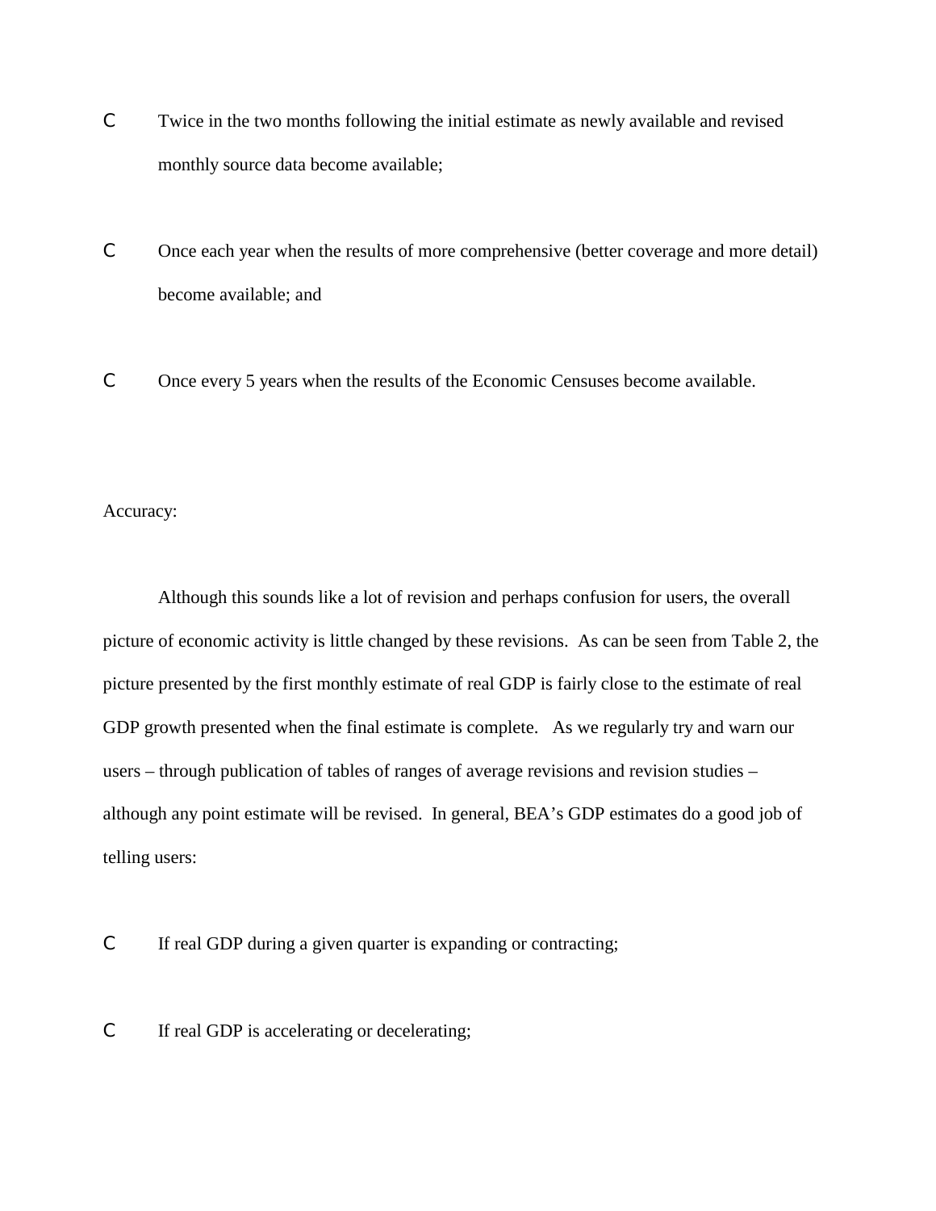- Twice in the two months following the initial estimate as newly available and revised monthly source data become available;

- Once each year when the results of more comprehensive (better coverage and more detail) become available; and

- Once every 5 years when the results of the Economic Censuses become available.

Accuracy:

Although this sounds like a lot of revision and perhaps confusion for users, the overall picture of economic activity is little changed by these revisions. As can be seen from Table 2, the picture presented by the first monthly estimate of real GDP is fairly close to the estimate of real GDP growth presented when the final estimate is complete. As we regularly try and warn our users – through publication of tables of ranges of average revisions and revision studies – although any point estimate will be revised. In general, BEA's GDP estimates do a good job of telling users:

- If real GDP during a given quarter is expanding or contracting;

- If real GDP is accelerating or decelerating;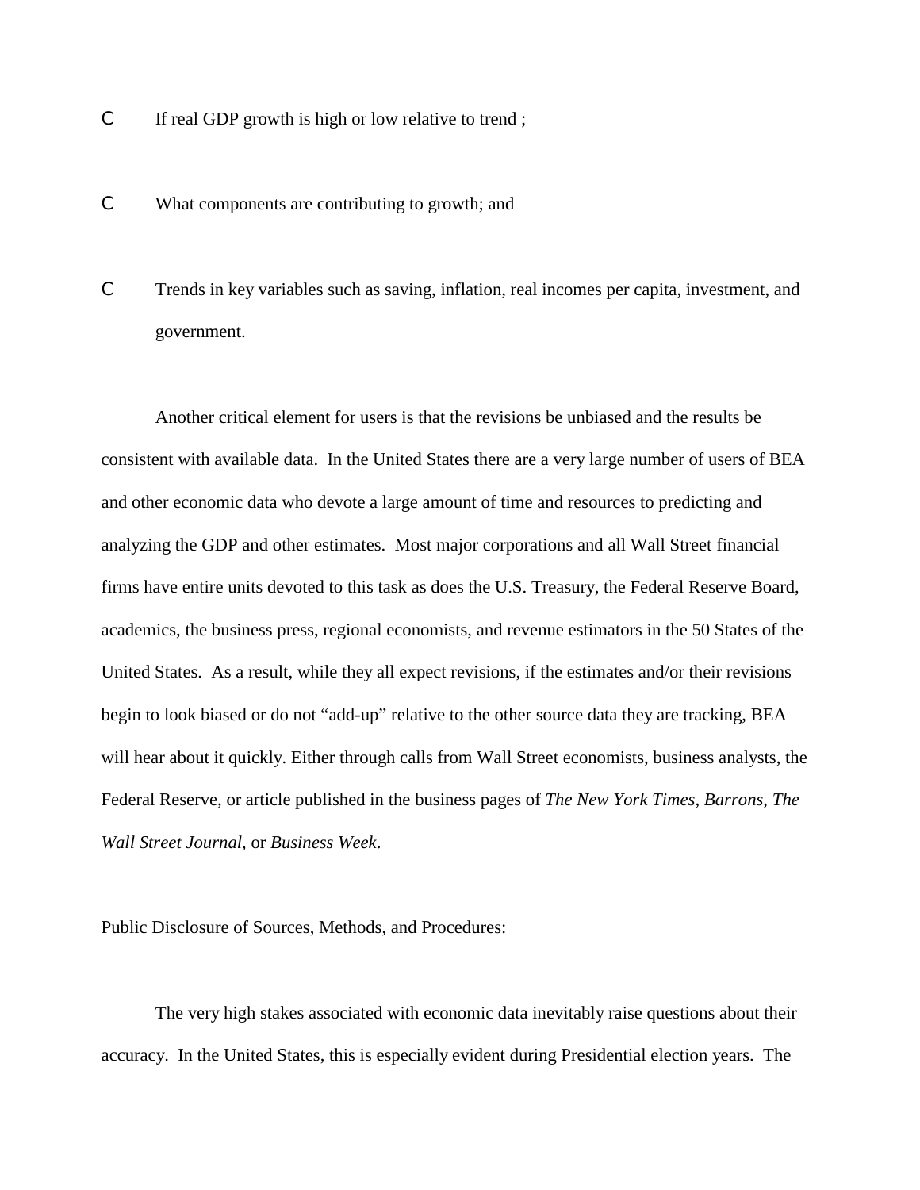- If real GDP growth is high or low relative to trend ;
- What components are contributing to growth; and
- Trends in key variables such as saving, inflation, real incomes per capita, investment, and government.

Another critical element for users is that the revisions be unbiased and the results be consistent with available data. In the United States there are a very large number of users of BEA and other economic data who devote a large amount of time and resources to predicting and analyzing the GDP and other estimates. Most major corporations and all Wall Street financial firms have entire units devoted to this task as does the U.S. Treasury, the Federal Reserve Board, academics, the business press, regional economists, and revenue estimators in the 50 States of the United States. As a result, while they all expect revisions, if the estimates and/or their revisions begin to look biased or do not "add-up" relative to the other source data they are tracking, BEA will hear about it quickly. Either through calls from Wall Street economists, business analysts, the Federal Reserve, or article published in the business pages of *The New York Times*, *Barrons*, *The Wall Street Journal*, or *Business Week*.

Public Disclosure of Sources, Methods, and Procedures:

The very high stakes associated with economic data inevitably raise questions about their accuracy. In the United States, this is especially evident during Presidential election years. The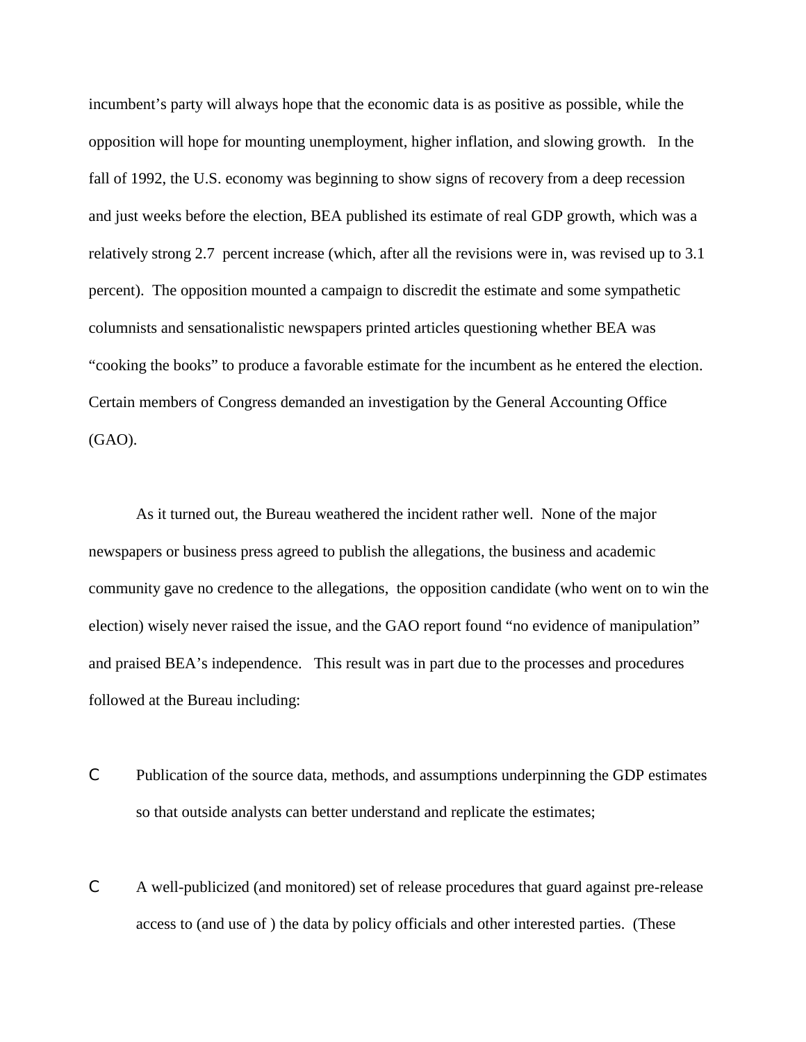incumbent's party will always hope that the economic data is as positive as possible, while the opposition will hope for mounting unemployment, higher inflation, and slowing growth. In the fall of 1992, the U.S. economy was beginning to show signs of recovery from a deep recession and just weeks before the election, BEA published its estimate of real GDP growth, which was a relatively strong 2.7 percent increase (which, after all the revisions were in, was revised up to 3.1 percent). The opposition mounted a campaign to discredit the estimate and some sympathetic columnists and sensationalistic newspapers printed articles questioning whether BEA was "cooking the books" to produce a favorable estimate for the incumbent as he entered the election. Certain members of Congress demanded an investigation by the General Accounting Office (GAO).

As it turned out, the Bureau weathered the incident rather well. None of the major newspapers or business press agreed to publish the allegations, the business and academic community gave no credence to the allegations, the opposition candidate (who went on to win the election) wisely never raised the issue, and the GAO report found "no evidence of manipulation" and praised BEA's independence. This result was in part due to the processes and procedures followed at the Bureau including:

- Publication of the source data, methods, and assumptions underpinning the GDP estimates so that outside analysts can better understand and replicate the estimates;

- A well-publicized (and monitored) set of release procedures that guard against pre-release access to (and use of ) the data by policy officials and other interested parties. (These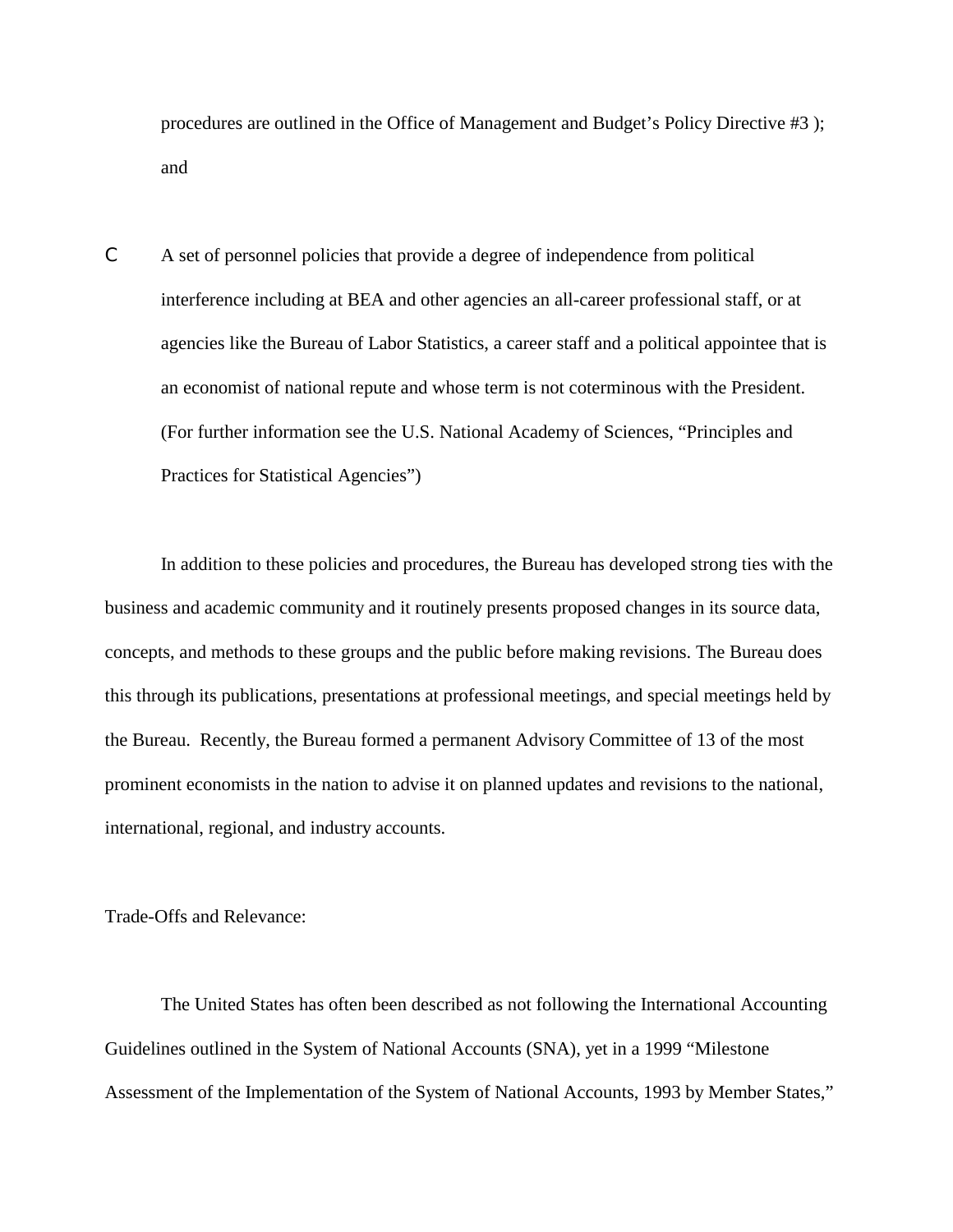procedures are outlined in the Office of Management and Budget's Policy Directive #3 ); and

- A set of personnel policies that provide a degree of independence from political interference including at BEA and other agencies an all-career professional staff, or at agencies like the Bureau of Labor Statistics, a career staff and a political appointee that is an economist of national repute and whose term is not coterminous with the President. (For further information see the U.S. National Academy of Sciences, "Principles and Practices for Statistical Agencies")

In addition to these policies and procedures, the Bureau has developed strong ties with the business and academic community and it routinely presents proposed changes in its source data, concepts, and methods to these groups and the public before making revisions. The Bureau does this through its publications, presentations at professional meetings, and special meetings held by the Bureau. Recently, the Bureau formed a permanent Advisory Committee of 13 of the most prominent economists in the nation to advise it on planned updates and revisions to the national, international, regional, and industry accounts.

Trade-Offs and Relevance:

The United States has often been described as not following the International Accounting Guidelines outlined in the System of National Accounts (SNA), yet in a 1999 "Milestone Assessment of the Implementation of the System of National Accounts, 1993 by Member States,"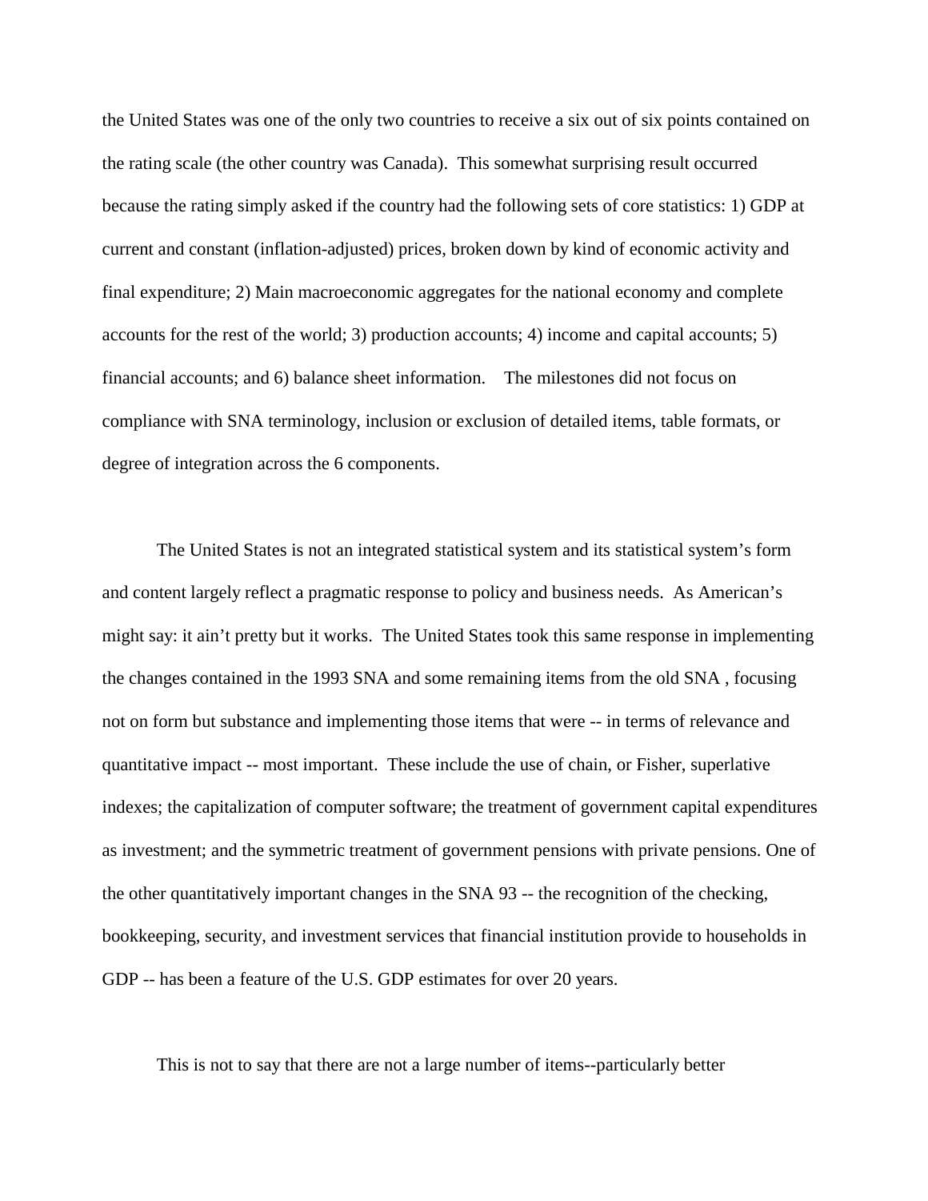the United States was one of the only two countries to receive a six out of six points contained on the rating scale (the other country was Canada). This somewhat surprising result occurred because the rating simply asked if the country had the following sets of core statistics: 1) GDP at current and constant (inflation-adjusted) prices, broken down by kind of economic activity and final expenditure; 2) Main macroeconomic aggregates for the national economy and complete accounts for the rest of the world; 3) production accounts; 4) income and capital accounts; 5) financial accounts; and 6) balance sheet information. The milestones did not focus on compliance with SNA terminology, inclusion or exclusion of detailed items, table formats, or degree of integration across the 6 components.

The United States is not an integrated statistical system and its statistical system's form and content largely reflect a pragmatic response to policy and business needs. As American's might say: it ain't pretty but it works. The United States took this same response in implementing the changes contained in the 1993 SNA and some remaining items from the old SNA , focusing not on form but substance and implementing those items that were -- in terms of relevance and quantitative impact -- most important. These include the use of chain, or Fisher, superlative indexes; the capitalization of computer software; the treatment of government capital expenditures as investment; and the symmetric treatment of government pensions with private pensions. One of the other quantitatively important changes in the SNA 93 -- the recognition of the checking, bookkeeping, security, and investment services that financial institution provide to households in GDP -- has been a feature of the U.S. GDP estimates for over 20 years.

This is not to say that there are not a large number of items--particularly better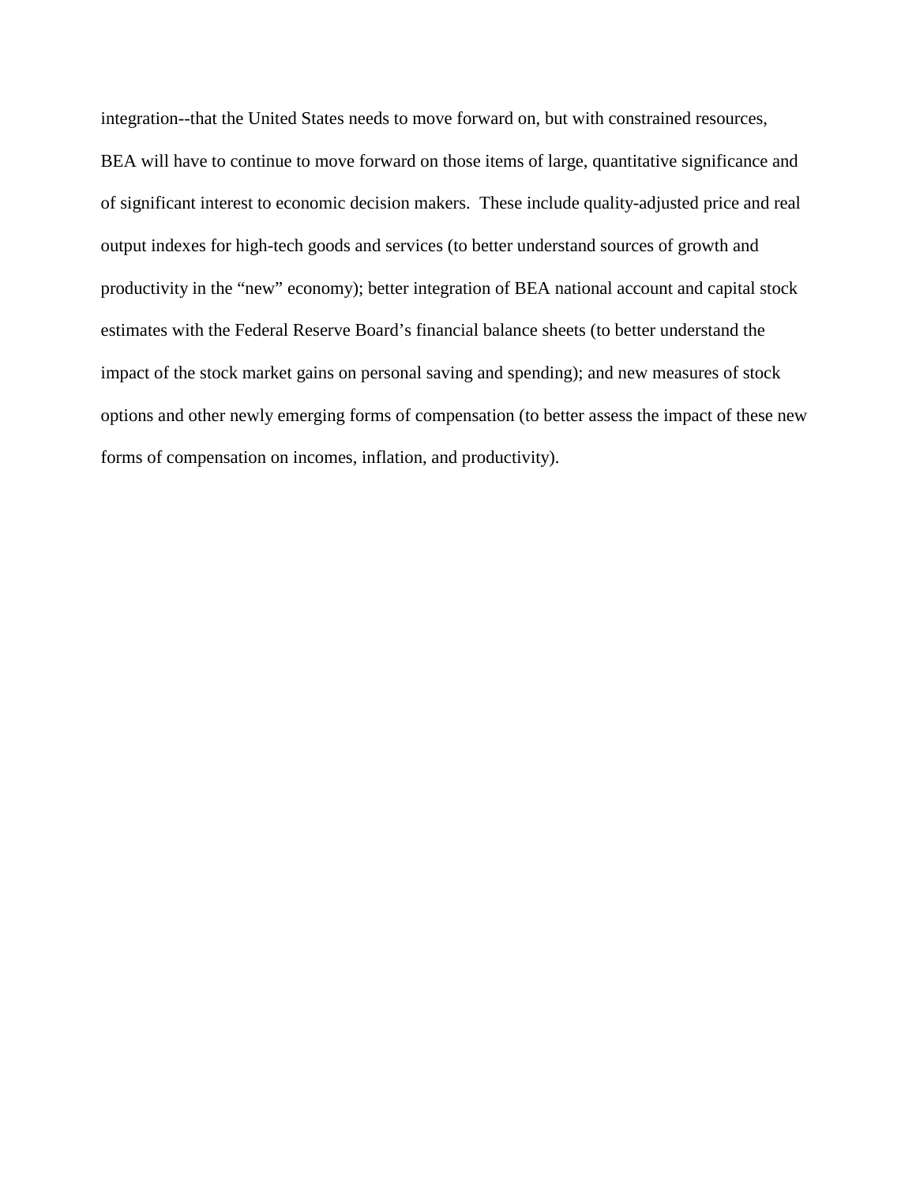integration--that the United States needs to move forward on, but with constrained resources, BEA will have to continue to move forward on those items of large, quantitative significance and of significant interest to economic decision makers. These include quality-adjusted price and real output indexes for high-tech goods and services (to better understand sources of growth and productivity in the "new" economy); better integration of BEA national account and capital stock estimates with the Federal Reserve Board's financial balance sheets (to better understand the impact of the stock market gains on personal saving and spending); and new measures of stock options and other newly emerging forms of compensation (to better assess the impact of these new forms of compensation on incomes, inflation, and productivity).